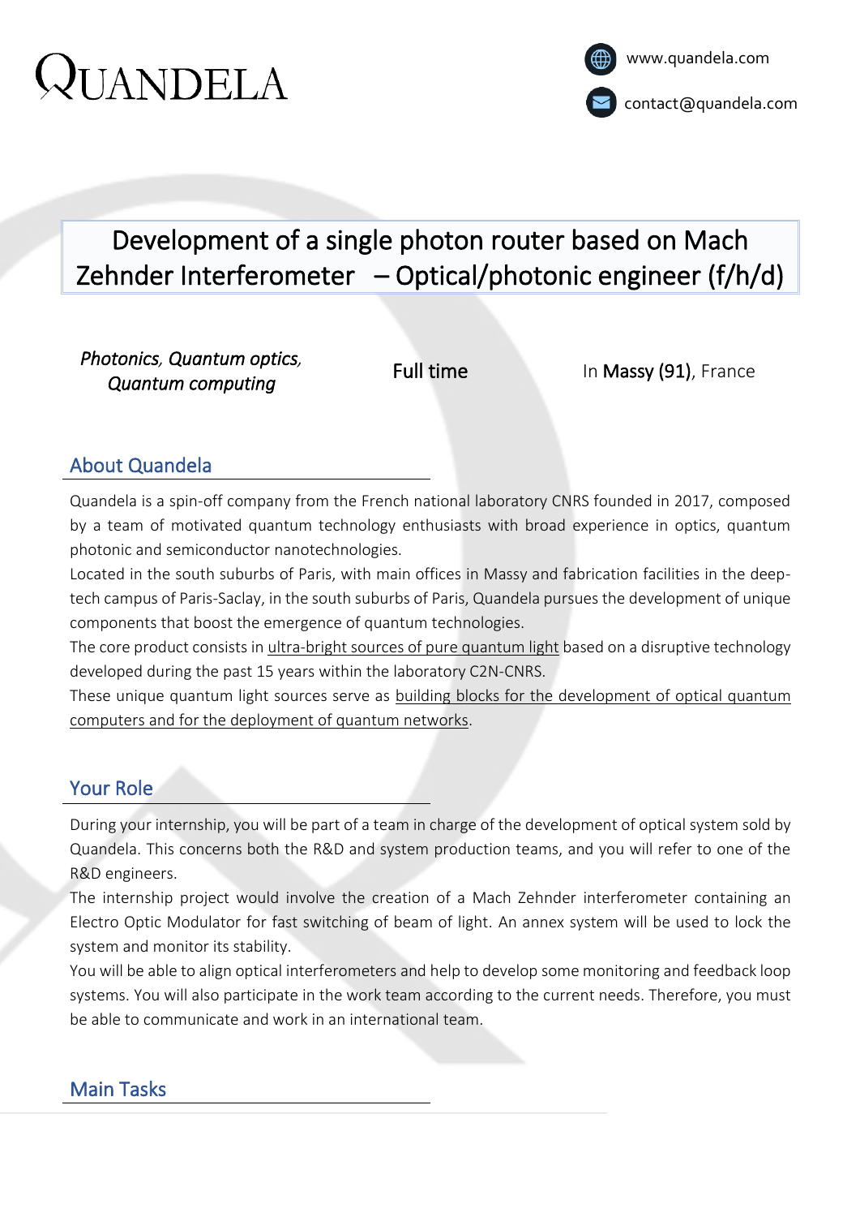# QUANDELA

www.quandela.com

contact@quandela.com

## Development of a single photon router based on Mach Zehnder Interferometer – Optical/photonic engineer (f/h/d)

*Photonics, Quantum optics, Quantum computing*

Full time

In **Massy (91)**, France

## About Quandela

Quandela is a spin-off company from the French national laboratory CNRS founded in 2017, composed by a team of motivated quantum technology enthusiasts with broad experience in optics, quantum photonic and semiconductor nanotechnologies.

Located in the south suburbs of Paris, with main offices in Massy and fabrication facilities in the deep-tech campus of Paris-Saclay, in the south suburbs of Paris, Quandela pursues the development of unique components that boost the emergence of quantum technologies.

The core product consists in ultra-bright sources of pure quantum light based on a disruptive technology developed during the past 15 years within the laboratory C2N-CNRS.

These unique quantum light sources serve as building blocks for the development of optical quantum computers and for the deployment of quantum networks.

## Your Role

During your internship, you will be part of a team in charge of the development of optical system sold by Quandela. This concerns both the R&D and system production teams, and you will refer to one of the R&D engineers.

The internship project would involve the creation of a Mach Zehnder interferometer containing an Electro Optic Modulator for fast switching of beam of light. An annex system will be used to lock the system and monitor its stability.

You will be able to align optical interferometers and help to develop some monitoring and feedback loop systems. You will also participate in the work team according to the current needs. Therefore, you must be able to communicate and work in an international team.

## Main Tasks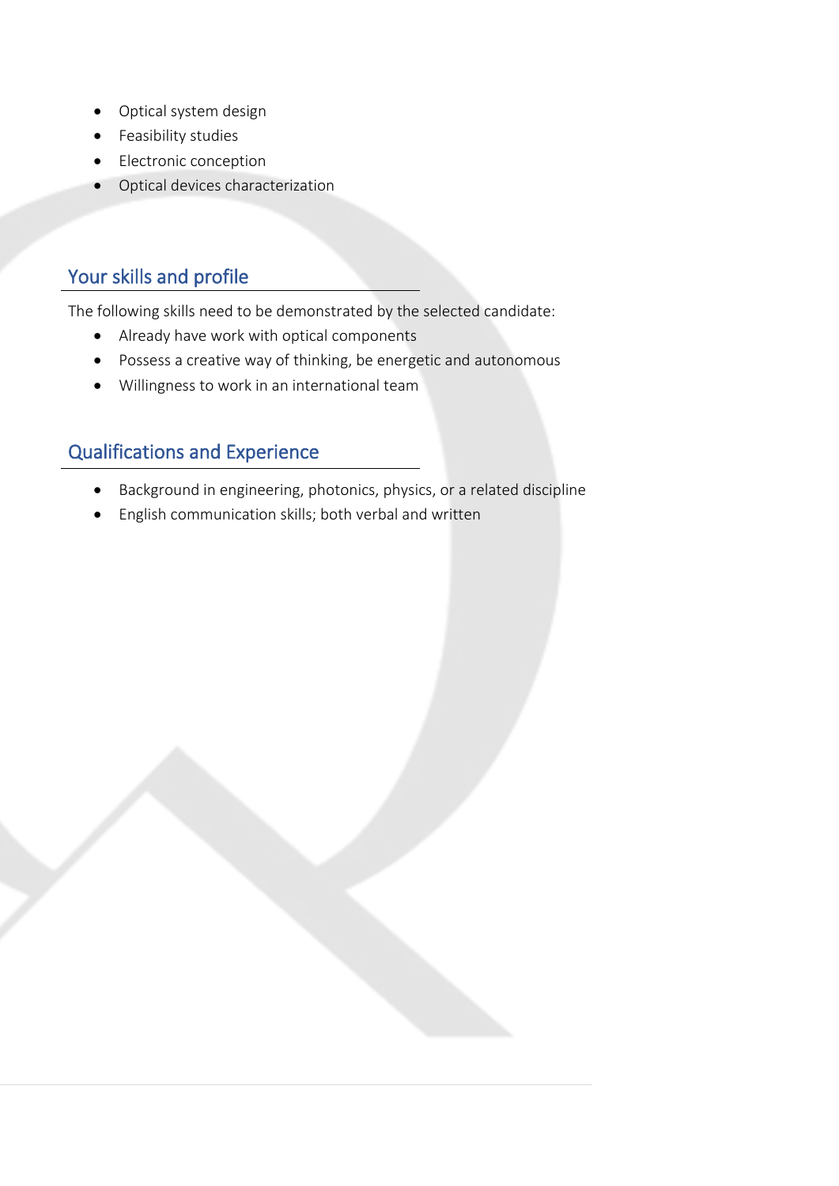- Optical system design
- Feasibility studies
- Electronic conception
- Optical devices characterization

## Your skills and profile

The following skills need to be demonstrated by the selected candidate:

- Already have work with optical components
- Possess a creative way of thinking, be energetic and autonomous
- Willingness to work in an international team

## Qualifications and Experience

- Background in engineering, photonics, physics, or a related discipline
- English communication skills; both verbal and written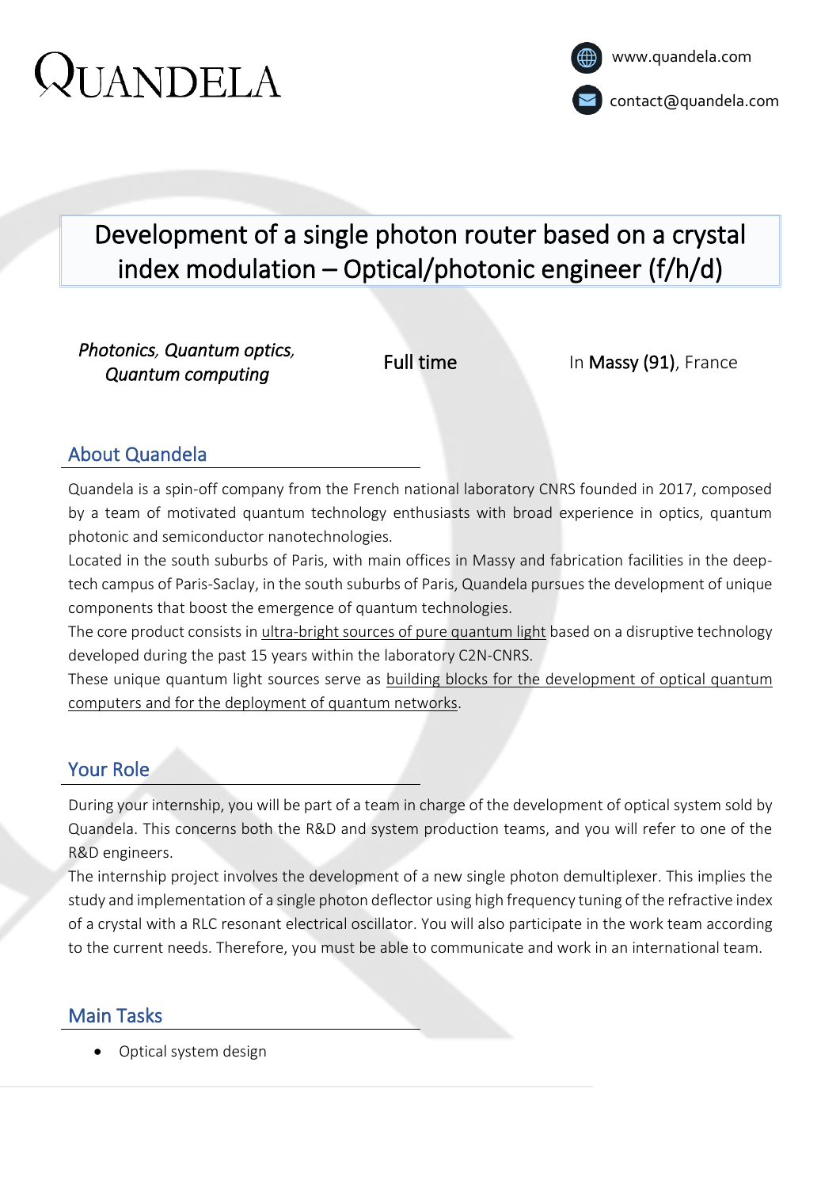# QUANDELA

www.quandela.com

contact@quandela.com

## Development of a single photon router based on a crystal index modulation – Optical/photonic engineer (f/h/d)

*Photonics, Quantum optics, Quantum computing*

Full time

In **Massy (91)**, France

## About Quandela

Quandela is a spin-off company from the French national laboratory CNRS founded in 2017, composed by a team of motivated quantum technology enthusiasts with broad experience in optics, quantum photonic and semiconductor nanotechnologies.

Located in the south suburbs of Paris, with main offices in Massy and fabrication facilities in the deep-tech campus of Paris-Saclay, in the south suburbs of Paris, Quandela pursues the development of unique components that boost the emergence of quantum technologies.

The core product consists in ultra-bright sources of pure quantum light based on a disruptive technology developed during the past 15 years within the laboratory C2N-CNRS.

These unique quantum light sources serve as building blocks for the development of optical quantum computers and for the deployment of quantum networks.

## Your Role

During your internship, you will be part of a team in charge of the development of optical system sold by Quandela. This concerns both the R&D and system production teams, and you will refer to one of the R&D engineers.

The internship project involves the development of a new single photon demultiplexer. This implies the study and implementation of a single photon deflector using high frequency tuning of the refractive index of a crystal with a RLC resonant electrical oscillator. You will also participate in the work team according to the current needs. Therefore, you must be able to communicate and work in an international team.

## Main Tasks

- Optical system design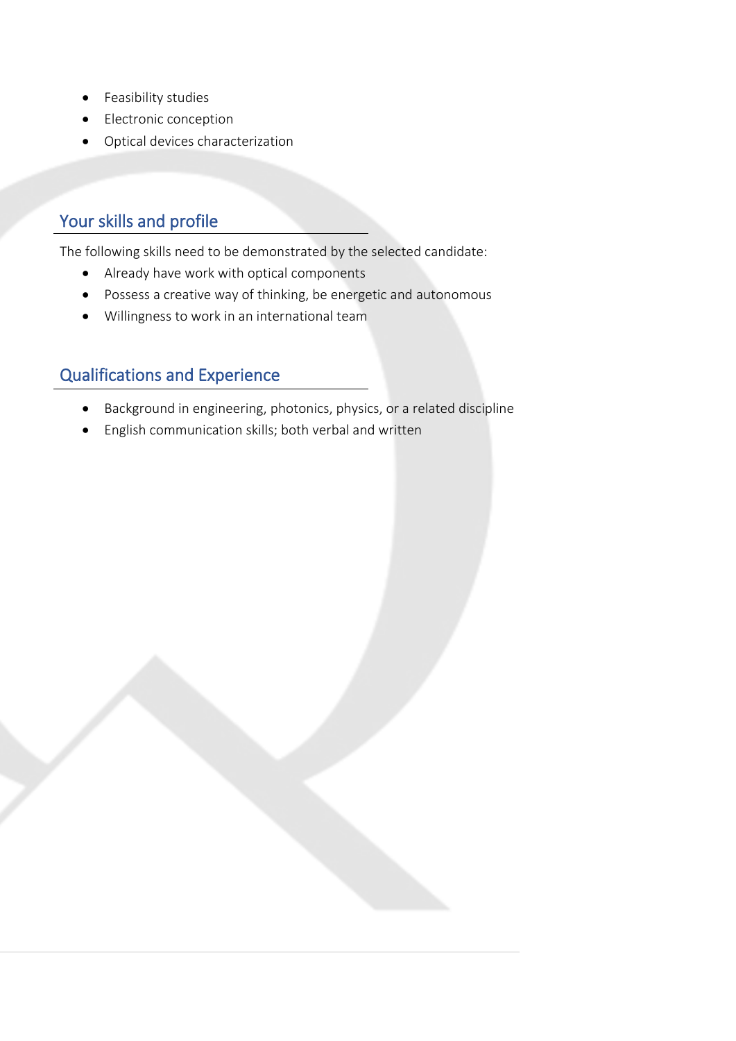- Feasibility studies
- Electronic conception
- Optical devices characterization

## Your skills and profile

The following skills need to be demonstrated by the selected candidate:

- Already have work with optical components
- Possess a creative way of thinking, be energetic and autonomous
- Willingness to work in an international team

## Qualifications and Experience

- Background in engineering, photonics, physics, or a related discipline
- English communication skills; both verbal and written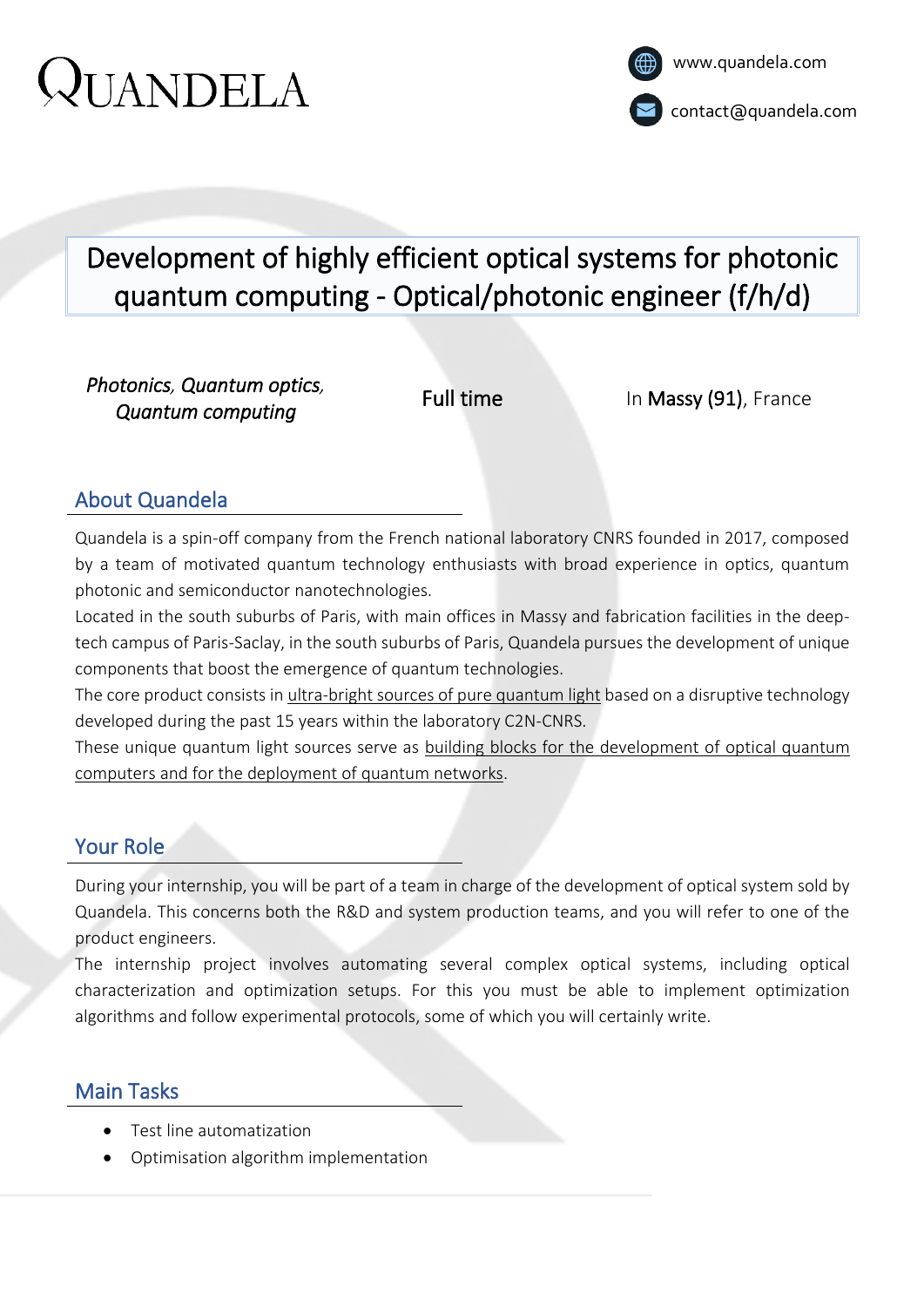# QUANDELA

www.quandela.com

contact@quandela.com

## Development of highly efficient optical systems for photonic quantum computing - Optical/photonic engineer (f/h/d)

*Photonics, Quantum optics, Quantum computing*

Full time

In **Massy (91)**, France

### About Quandela

Quandela is a spin-off company from the French national laboratory CNRS founded in 2017, composed by a team of motivated quantum technology enthusiasts with broad experience in optics, quantum photonic and semiconductor nanotechnologies.
Located in the south suburbs of Paris, with main offices in Massy and fabrication facilities in the deep-tech campus of Paris-Saclay, in the south suburbs of Paris, Quandela pursues the development of unique components that boost the emergence of quantum technologies.
The core product consists in ultra-bright sources of pure quantum light based on a disruptive technology developed during the past 15 years within the laboratory C2N-CNRS.
These unique quantum light sources serve as building blocks for the development of optical quantum computers and for the deployment of quantum networks.

### Your Role

During your internship, you will be part of a team in charge of the development of optical system sold by Quandela. This concerns both the R&D and system production teams, and you will refer to one of the product engineers.
The internship project involves automating several complex optical systems, including optical characterization and optimization setups. For this you must be able to implement optimization algorithms and follow experimental protocols, some of which you will certainly write.

### Main Tasks

- Test line automatization
- Optimisation algorithm implementation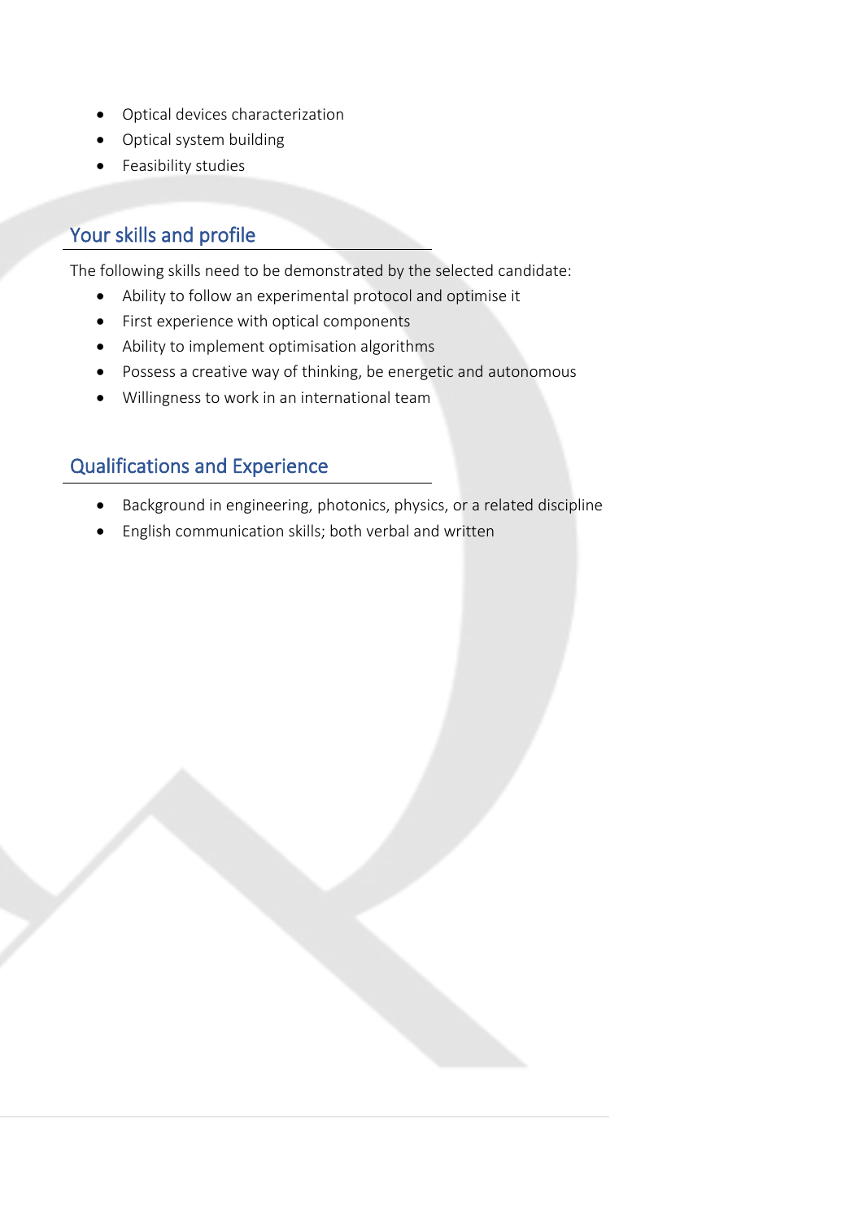- Optical devices characterization
- Optical system building
- Feasibility studies

## Your skills and profile

The following skills need to be demonstrated by the selected candidate:

- Ability to follow an experimental protocol and optimise it
- First experience with optical components
- Ability to implement optimisation algorithms
- Possess a creative way of thinking, be energetic and autonomous
- Willingness to work in an international team

## Qualifications and Experience

- Background in engineering, photonics, physics, or a related discipline
- English communication skills; both verbal and written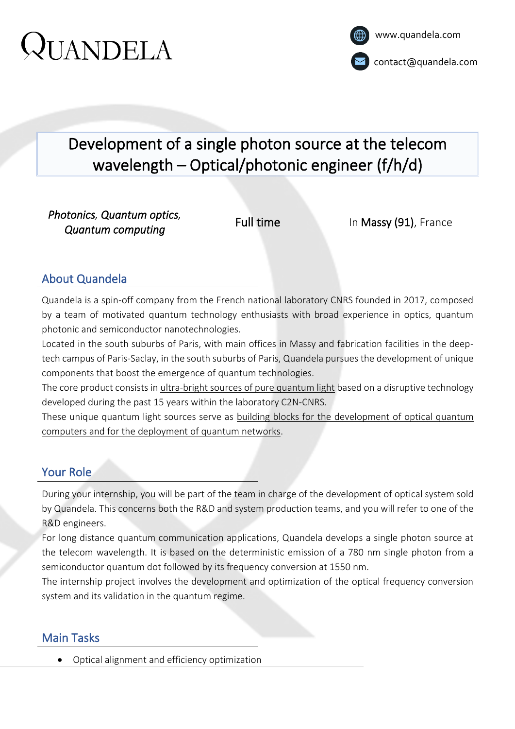# QUANDELA

www.quandela.com

contact@quandela.com

## Development of a single photon source at the telecom wavelength – Optical/photonic engineer (f/h/d)

*Photonics, Quantum optics, Quantum computing*

Full time

In **Massy (91)**, France

## About Quandela

Quandela is a spin-off company from the French national laboratory CNRS founded in 2017, composed by a team of motivated quantum technology enthusiasts with broad experience in optics, quantum photonic and semiconductor nanotechnologies.

Located in the south suburbs of Paris, with main offices in Massy and fabrication facilities in the deep-tech campus of Paris-Saclay, in the south suburbs of Paris, Quandela pursues the development of unique components that boost the emergence of quantum technologies.

The core product consists in ultra-bright sources of pure quantum light based on a disruptive technology developed during the past 15 years within the laboratory C2N-CNRS.

These unique quantum light sources serve as building blocks for the development of optical quantum computers and for the deployment of quantum networks.

## Your Role

During your internship, you will be part of the team in charge of the development of optical system sold by Quandela. This concerns both the R&D and system production teams, and you will refer to one of the R&D engineers.

For long distance quantum communication applications, Quandela develops a single photon source at the telecom wavelength. It is based on the deterministic emission of a 780 nm single photon from a semiconductor quantum dot followed by its frequency conversion at 1550 nm.

The internship project involves the development and optimization of the optical frequency conversion system and its validation in the quantum regime.

## Main Tasks

- Optical alignment and efficiency optimization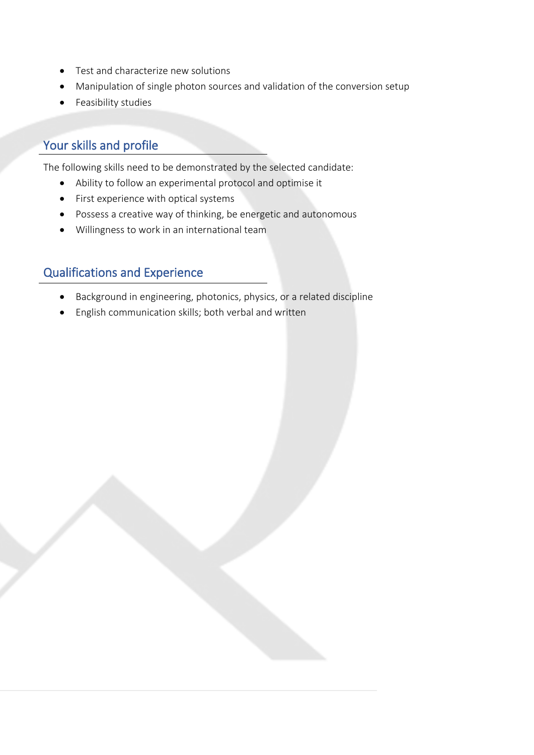- Test and characterize new solutions
- Manipulation of single photon sources and validation of the conversion setup
- Feasibility studies

## Your skills and profile

The following skills need to be demonstrated by the selected candidate:

- Ability to follow an experimental protocol and optimise it
- First experience with optical systems
- Possess a creative way of thinking, be energetic and autonomous
- Willingness to work in an international team

## Qualifications and Experience

- Background in engineering, photonics, physics, or a related discipline
- English communication skills; both verbal and written